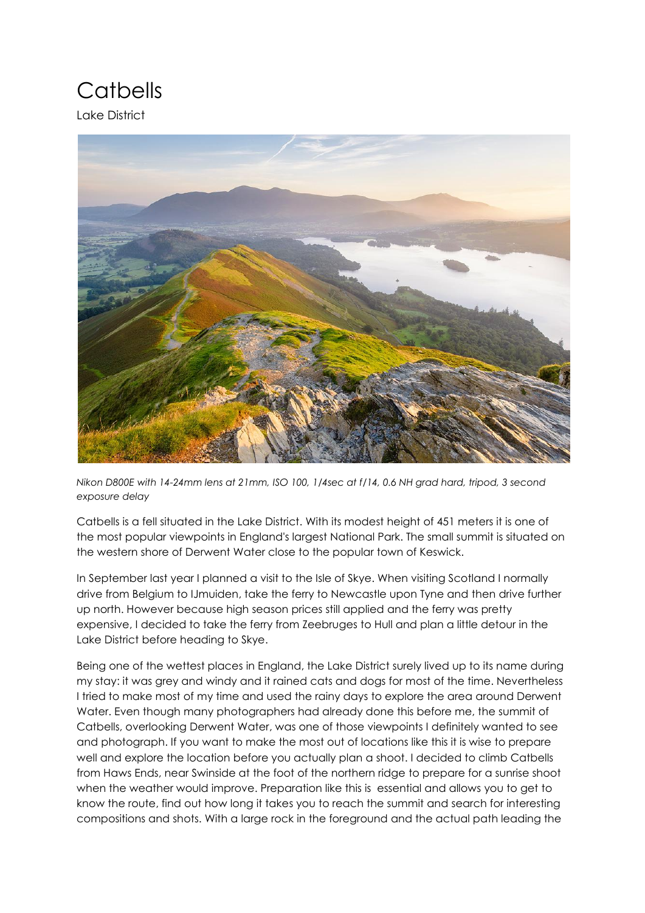# Catbells

Lake District

*Nikon D800E with 14-24mm lens at 21mm, ISO 100, 1/4sec at f/14, 0.6 NH grad hard, tripod, 3 second exposure delay*

Catbells is a fell situated in the Lake District. With its modest height of 451 meters it is one of the most popular viewpoints in England's largest National Park. The small summit is situated on the western shore of Derwent Water close to the popular town of Keswick.

In September last year I planned a visit to the Isle of Skye. When visiting Scotland I normally drive from Belgium to IJmuiden, take the ferry to Newcastle upon Tyne and then drive further up north. However because high season prices still applied and the ferry was pretty expensive, I decided to take the ferry from Zeebruges to Hull and plan a little detour in the Lake District before heading to Skye.

Being one of the wettest places in England, the Lake District surely lived up to its name during my stay: it was grey and windy and it rained cats and dogs for most of the time. Nevertheless I tried to make most of my time and used the rainy days to explore the area around Derwent Water. Even though many photographers had already done this before me, the summit of Catbells, overlooking Derwent Water, was one of those viewpoints I definitely wanted to see and photograph. If you want to make the most out of locations like this it is wise to prepare well and explore the location before you actually plan a shoot. I decided to climb Catbells from Haws Ends, near Swinside at the foot of the northern ridge to prepare for a sunrise shoot when the weather would improve. Preparation like this is essential and allows you to get to know the route, find out how long it takes you to reach the summit and search for interesting compositions and shots. With a large rock in the foreground and the actual path leading the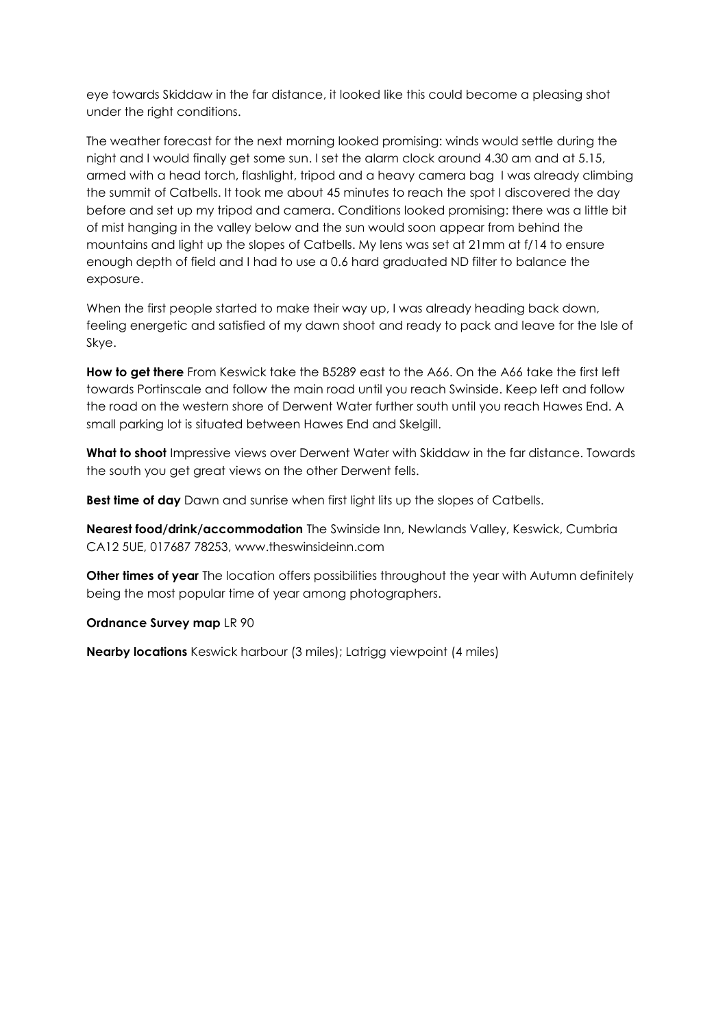eye towards Skiddaw in the far distance, it looked like this could become a pleasing shot under the right conditions.

The weather forecast for the next morning looked promising: winds would settle during the night and I would finally get some sun. I set the alarm clock around 4.30 am and at 5.15, armed with a head torch, flashlight, tripod and a heavy camera bag  I was already climbing the summit of Catbells. It took me about 45 minutes to reach the spot I discovered the day before and set up my tripod and camera. Conditions looked promising: there was a little bit of mist hanging in the valley below and the sun would soon appear from behind the mountains and light up the slopes of Catbells. My lens was set at 21mm at f/14 to ensure enough depth of field and I had to use a 0.6 hard graduated ND filter to balance the exposure.

When the first people started to make their way up, I was already heading back down, feeling energetic and satisfied of my dawn shoot and ready to pack and leave for the Isle of Skye.

**How to get there** From Keswick take the B5289 east to the A66. On the A66 take the first left towards Portinscale and follow the main road until you reach Swinside. Keep left and follow the road on the western shore of Derwent Water further south until you reach Hawes End. A small parking lot is situated between Hawes End and Skelgill.

**What to shoot** Impressive views over Derwent Water with Skiddaw in the far distance. Towards the south you get great views on the other Derwent fells.

**Best time of day** Dawn and sunrise when first light lits up the slopes of Catbells.

**Nearest food/drink/accommodation** The Swinside Inn, Newlands Valley, Keswick, Cumbria CA12 5UE, 017687 78253, www.theswinsideinn.com

**Other times of year** The location offers possibilities throughout the year with Autumn definitely being the most popular time of year among photographers.

**Ordnance Survey map** LR 90

**Nearby locations** Keswick harbour (3 miles); Latrigg viewpoint (4 miles)